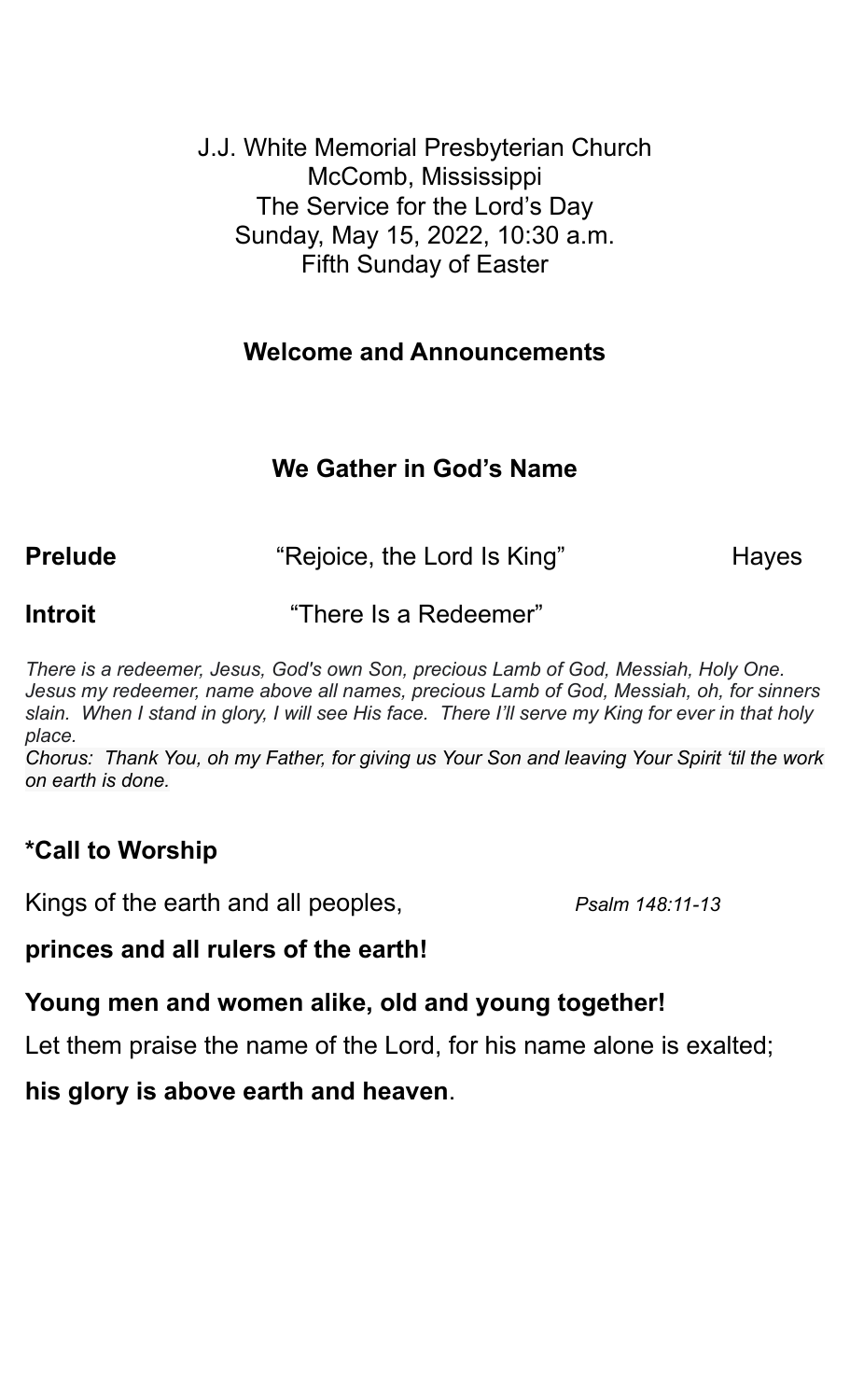J.J. White Memorial Presbyterian Church
McComb, Mississippi
The Service for the Lord's Day
Sunday, May 15, 2022, 10:30 a.m.
Fifth Sunday of Easter

## Welcome and Announcements

## We Gather in God's Name

**Prelude** "Rejoice, the Lord Is King" Hayes

**Introit** "There Is a Redeemer"

*There is a redeemer, Jesus, God's own Son, precious Lamb of God, Messiah, Holy One. Jesus my redeemer, name above all names, precious Lamb of God, Messiah, oh, for sinners slain. When I stand in glory, I will see His face. There I'll serve my King for ever in that holy place.*

*Chorus: Thank You, oh my Father, for giving us Your Son and leaving Your Spirit 'til the work on earth is done.*

### *Call to Worship

Kings of the earth and all peoples, *Psalm 148:11-13*

**princes and all rulers of the earth!**

**Young men and women alike, old and young together!**

Let them praise the name of the Lord, for his name alone is exalted;

**his glory is above earth and heaven**.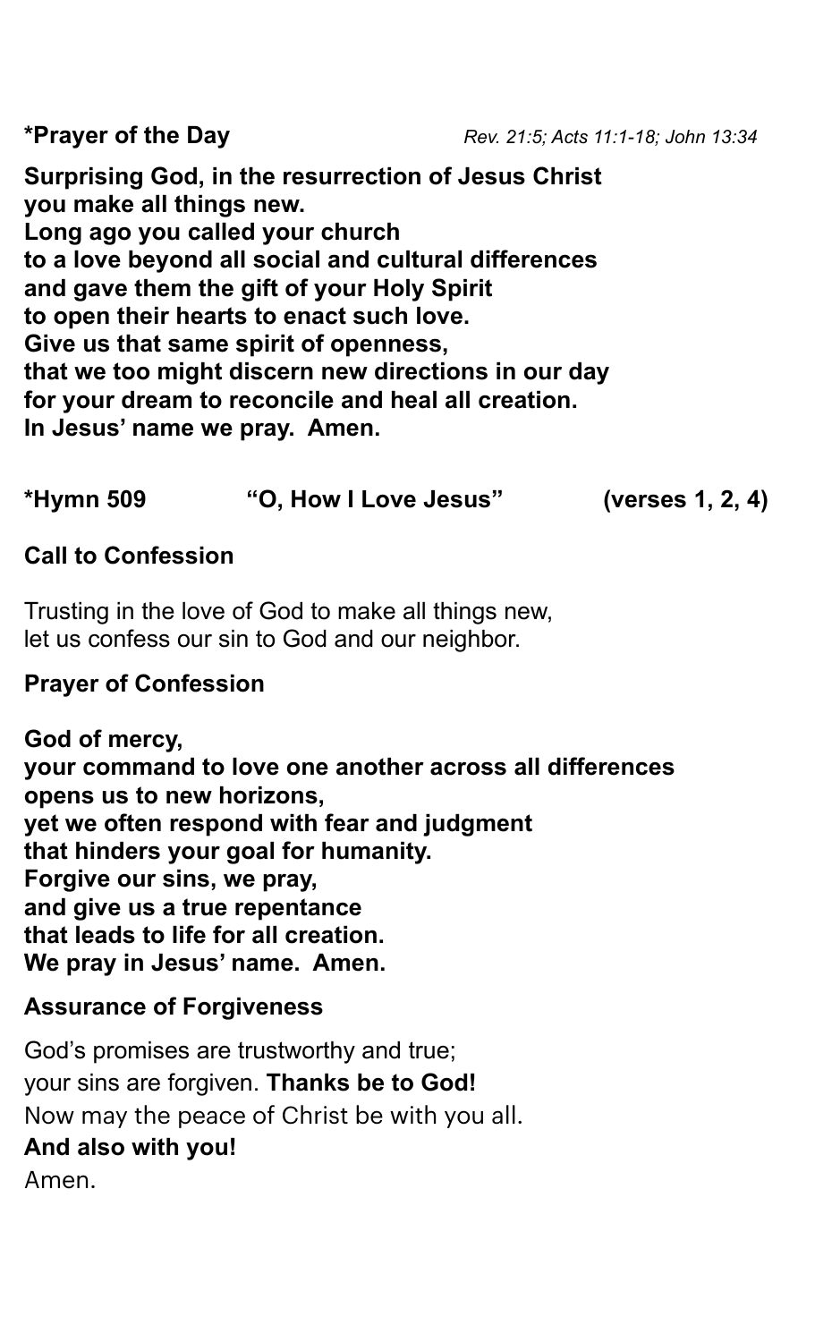**\*Prayer of the Day** *Rev. 21:5; Acts 11:1-18; John 13:34*

**Surprising God, in the resurrection of Jesus Christ**
**you make all things new.**
**Long ago you called your church**
**to a love beyond all social and cultural differences**
**and gave them the gift of your Holy Spirit**
**to open their hearts to enact such love.**
**Give us that same spirit of openness,**
**that we too might discern new directions in our day**
**for your dream to reconcile and heal all creation.**
**In Jesus' name we pray. Amen.**

**\*Hymn 509 "O, How I Love Jesus" (verses 1, 2, 4)**

**Call to Confession**

Trusting in the love of God to make all things new,
let us confess our sin to God and our neighbor.

**Prayer of Confession**

**God of mercy,**
**your command to love one another across all differences**
**opens us to new horizons,**
**yet we often respond with fear and judgment**
**that hinders your goal for humanity.**
**Forgive our sins, we pray,**
**and give us a true repentance**
**that leads to life for all creation.**
**We pray in Jesus' name. Amen.**

**Assurance of Forgiveness**

God's promises are trustworthy and true;
your sins are forgiven. **Thanks be to God!**
Now may the peace of Christ be with you all.
**And also with you!**
Amen.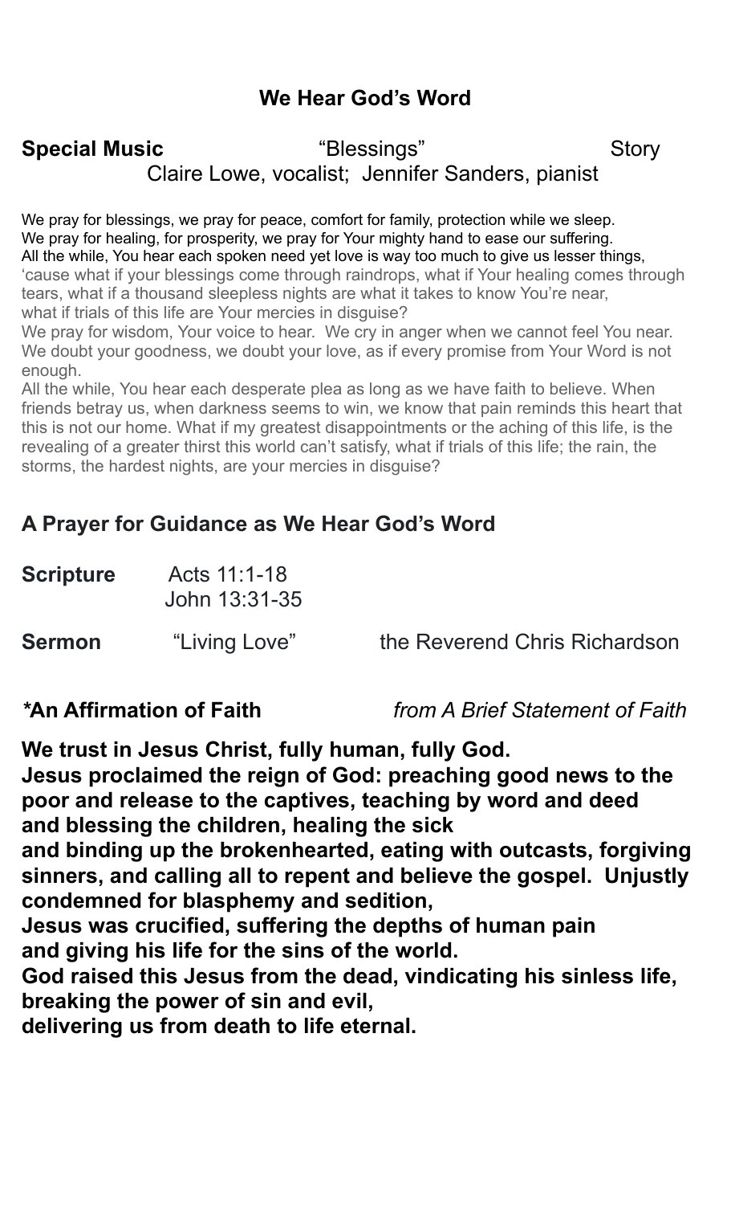## We Hear God's Word

**Special Music** "Blessings" Story
Claire Lowe, vocalist; Jennifer Sanders, pianist

We pray for blessings, we pray for peace, comfort for family, protection while we sleep. We pray for healing, for prosperity, we pray for Your mighty hand to ease our suffering. All the while, You hear each spoken need yet love is way too much to give us lesser things, 'cause what if your blessings come through raindrops, what if Your healing comes through tears, what if a thousand sleepless nights are what it takes to know You're near, what if trials of this life are Your mercies in disguise?

We pray for wisdom, Your voice to hear. We cry in anger when we cannot feel You near. We doubt your goodness, we doubt your love, as if every promise from Your Word is not enough.

All the while, You hear each desperate plea as long as we have faith to believe. When friends betray us, when darkness seems to win, we know that pain reminds this heart that this is not our home. What if my greatest disappointments or the aching of this life, is the revealing of a greater thirst this world can't satisfy, what if trials of this life; the rain, the storms, the hardest nights, are your mercies in disguise?

### A Prayer for Guidance as We Hear God's Word

**Scripture** Acts 11:1-18
John 13:31-35

**Sermon** "Living Love" the Reverend Chris Richardson

**\*An Affirmation of Faith** *from A Brief Statement of Faith*

**We trust in Jesus Christ, fully human, fully God.
Jesus proclaimed the reign of God: preaching good news to the poor and release to the captives, teaching by word and deed and blessing the children, healing the sick
and binding up the brokenhearted, eating with outcasts, forgiving sinners, and calling all to repent and believe the gospel. Unjustly condemned for blasphemy and sedition,
Jesus was crucified, suffering the depths of human pain
and giving his life for the sins of the world.
God raised this Jesus from the dead, vindicating his sinless life, breaking the power of sin and evil,
delivering us from death to life eternal.**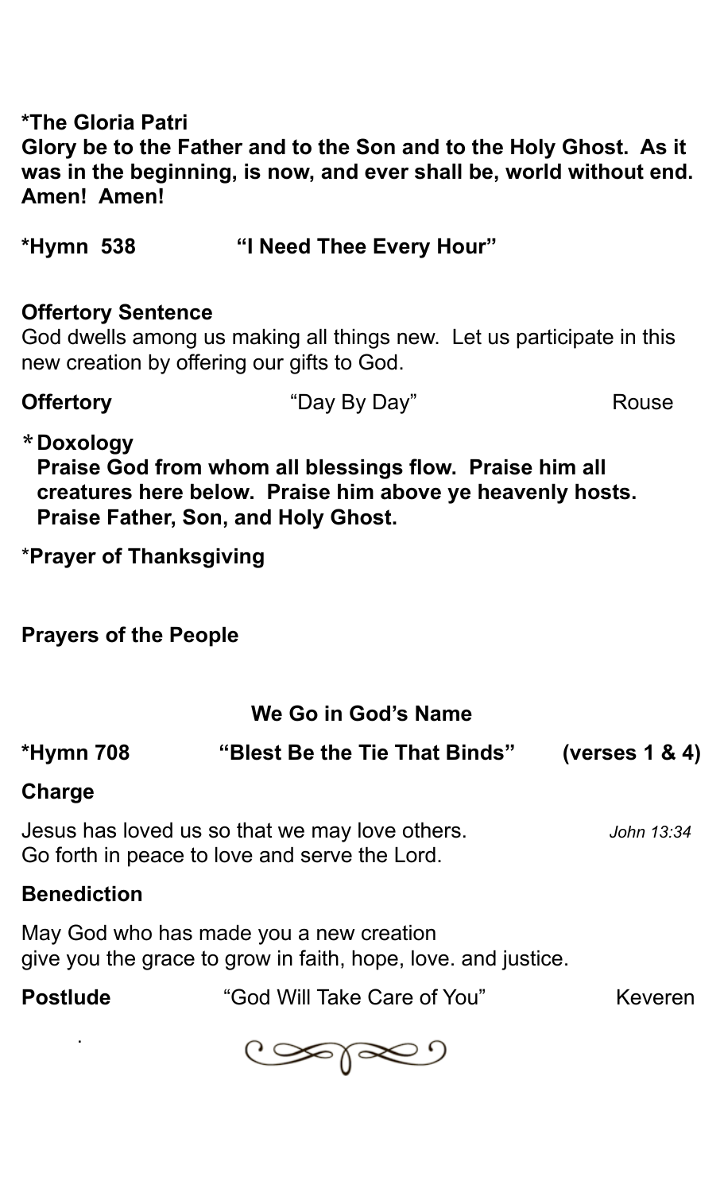**\*The Gloria Patri**
**Glory be to the Father and to the Son and to the Holy Ghost. As it was in the beginning, is now, and ever shall be, world without end. Amen! Amen!**

**\*Hymn 538 "I Need Thee Every Hour"**

**Offertory Sentence**
God dwells among us making all things new. Let us participate in this new creation by offering our gifts to God.

**Offertory** "Day By Day" Rouse

**\* Doxology**
**Praise God from whom all blessings flow. Praise him all creatures here below. Praise him above ye heavenly hosts. Praise Father, Son, and Holy Ghost.**

\***Prayer of Thanksgiving**

**Prayers of the People**

## We Go in God's Name

**\*Hymn 708 "Blest Be the Tie That Binds" (verses 1 & 4)**

**Charge**

Jesus has loved us so that we may love others. *John 13:34*
Go forth in peace to love and serve the Lord.

**Benediction**

May God who has made you a new creation
give you the grace to grow in faith, hope, love. and justice.

**Postlude** "God Will Take Care of You" Keveren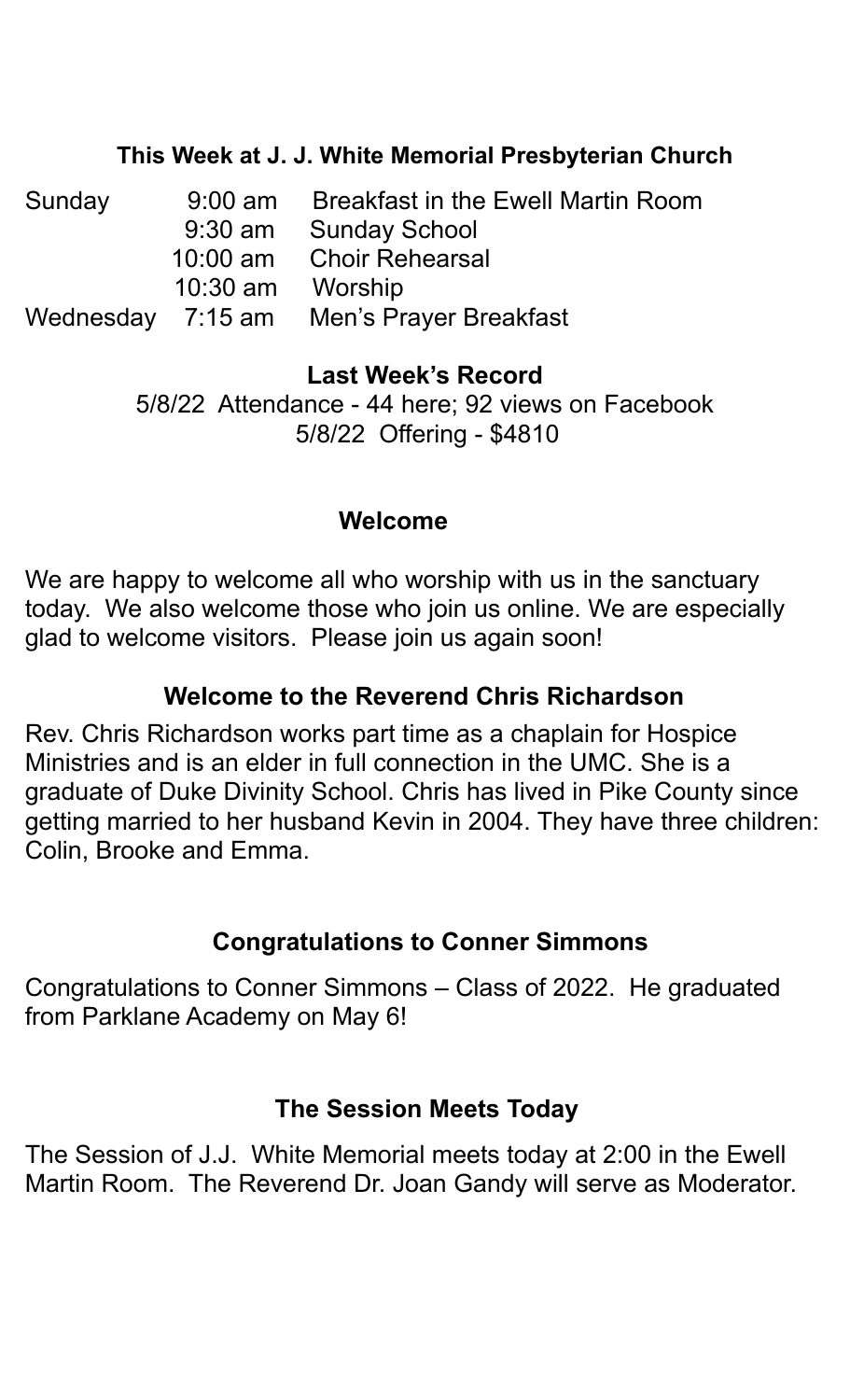### This Week at J. J. White Memorial Presbyterian Church

| | | |
|---|---|---|
| Sunday | 9:00 am | Breakfast in the Ewell Martin Room |
| | 9:30 am | Sunday School |
| | 10:00 am | Choir Rehearsal |
| | 10:30 am | Worship |
| Wednesday | 7:15 am | Men's Prayer Breakfast |

### Last Week's Record

5/8/22 Attendance - 44 here; 92 views on Facebook
5/8/22 Offering - $4810

### Welcome

We are happy to welcome all who worship with us in the sanctuary today. We also welcome those who join us online. We are especially glad to welcome visitors. Please join us again soon!

### Welcome to the Reverend Chris Richardson

Rev. Chris Richardson works part time as a chaplain for Hospice Ministries and is an elder in full connection in the UMC. She is a graduate of Duke Divinity School. Chris has lived in Pike County since getting married to her husband Kevin in 2004. They have three children: Colin, Brooke and Emma.

### Congratulations to Conner Simmons

Congratulations to Conner Simmons – Class of 2022. He graduated from Parklane Academy on May 6!

### The Session Meets Today

The Session of J.J. White Memorial meets today at 2:00 in the Ewell Martin Room. The Reverend Dr. Joan Gandy will serve as Moderator.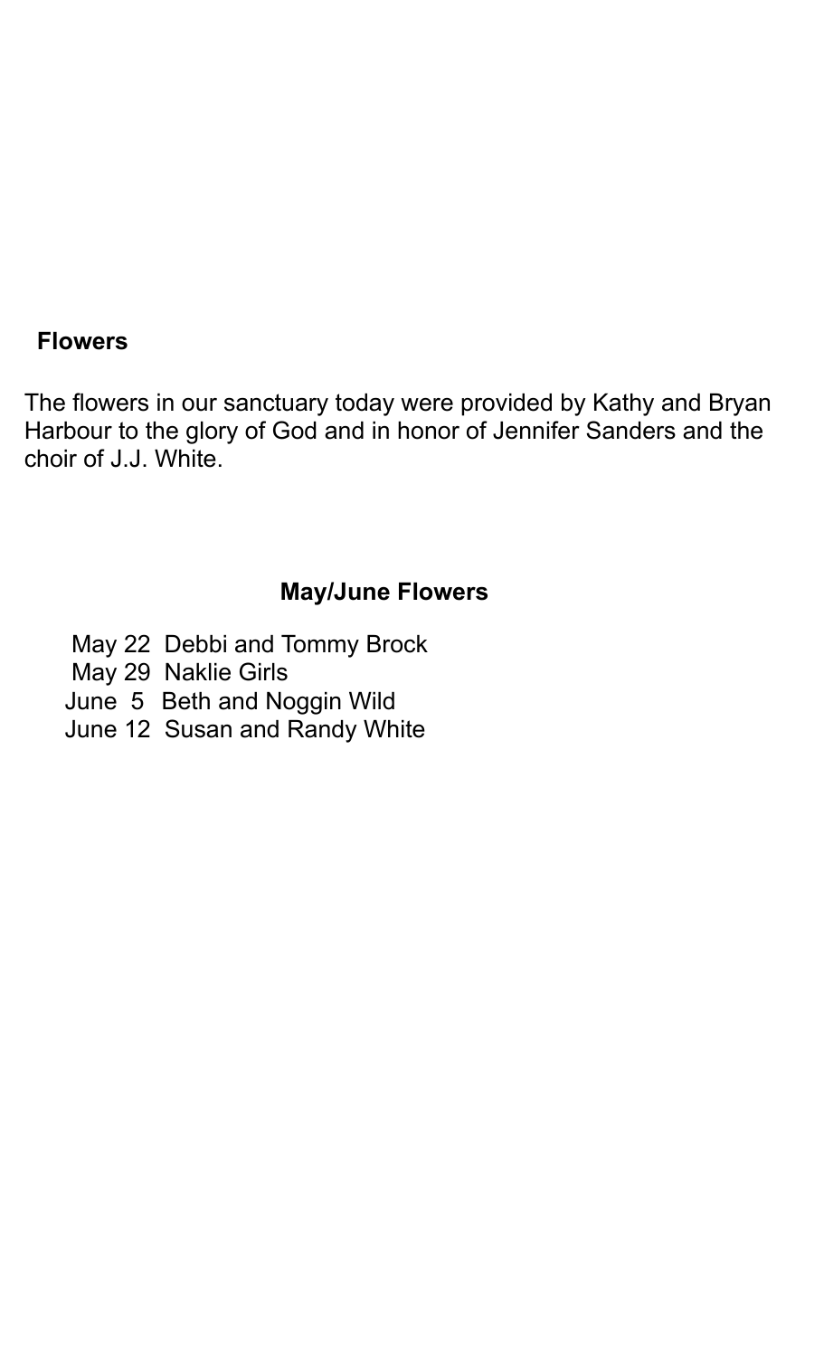## Flowers

The flowers in our sanctuary today were provided by Kathy and Bryan Harbour to the glory of God and in honor of Jennifer Sanders and the choir of J.J. White.

### May/June Flowers

May 22  Debbi and Tommy Brock
May 29  Naklie Girls
June 5  Beth and Noggin Wild
June 12  Susan and Randy White